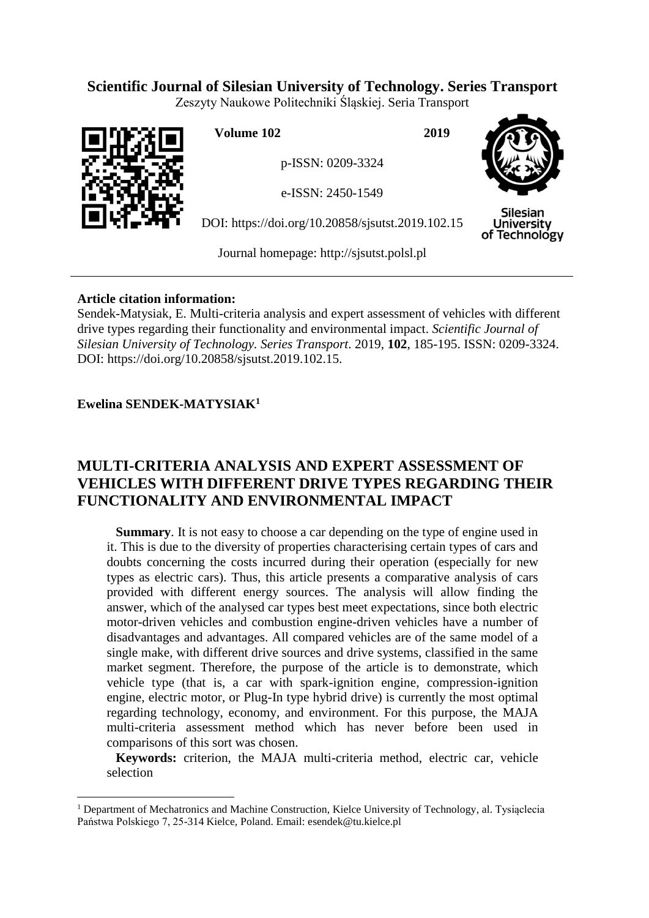**Scientific Journal of Silesian University of Technology. Series Transport**

Zeszyty Naukowe Politechniki Śląskiej. Seria Transport

**Volume 102** **2019**

p-ISSN: 0209-3324

e-ISSN: 2450-1549

DOI: https://doi.org/10.20858/sjsutst.2019.102.15

Journal homepage: http://sjsutst.polsl.pl

**Article citation information:**

Sendek-Matysiak, E. Multi-criteria analysis and expert assessment of vehicles with different drive types regarding their functionality and environmental impact. *Scientific Journal of Silesian University of Technology. Series Transport*. 2019, **102**, 185-195. ISSN: 0209-3324. DOI: https://doi.org/10.20858/sjsutst.2019.102.15.

**Ewelina SENDEK-MATYSIAK[1]**

# MULTI-CRITERIA ANALYSIS AND EXPERT ASSESSMENT OF VEHICLES WITH DIFFERENT DRIVE TYPES REGARDING THEIR FUNCTIONALITY AND ENVIRONMENTAL IMPACT

**Summary**. It is not easy to choose a car depending on the type of engine used in it. This is due to the diversity of properties characterising certain types of cars and doubts concerning the costs incurred during their operation (especially for new types as electric cars). Thus, this article presents a comparative analysis of cars provided with different energy sources. The analysis will allow finding the answer, which of the analysed car types best meet expectations, since both electric motor-driven vehicles and combustion engine-driven vehicles have a number of disadvantages and advantages. All compared vehicles are of the same model of a single make, with different drive sources and drive systems, classified in the same market segment. Therefore, the purpose of the article is to demonstrate, which vehicle type (that is, a car with spark-ignition engine, compression-ignition engine, electric motor, or Plug-In type hybrid drive) is currently the most optimal regarding technology, economy, and environment. For this purpose, the MAJA multi-criteria assessment method which has never before been used in comparisons of this sort was chosen.

**Keywords:** criterion, the MAJA multi-criteria method, electric car, vehicle selection

---

[1] Department of Mechatronics and Machine Construction, Kielce University of Technology, al. Tysiąclecia Państwa Polskiego 7, 25-314 Kielce, Poland. Email: esendek@tu.kielce.pl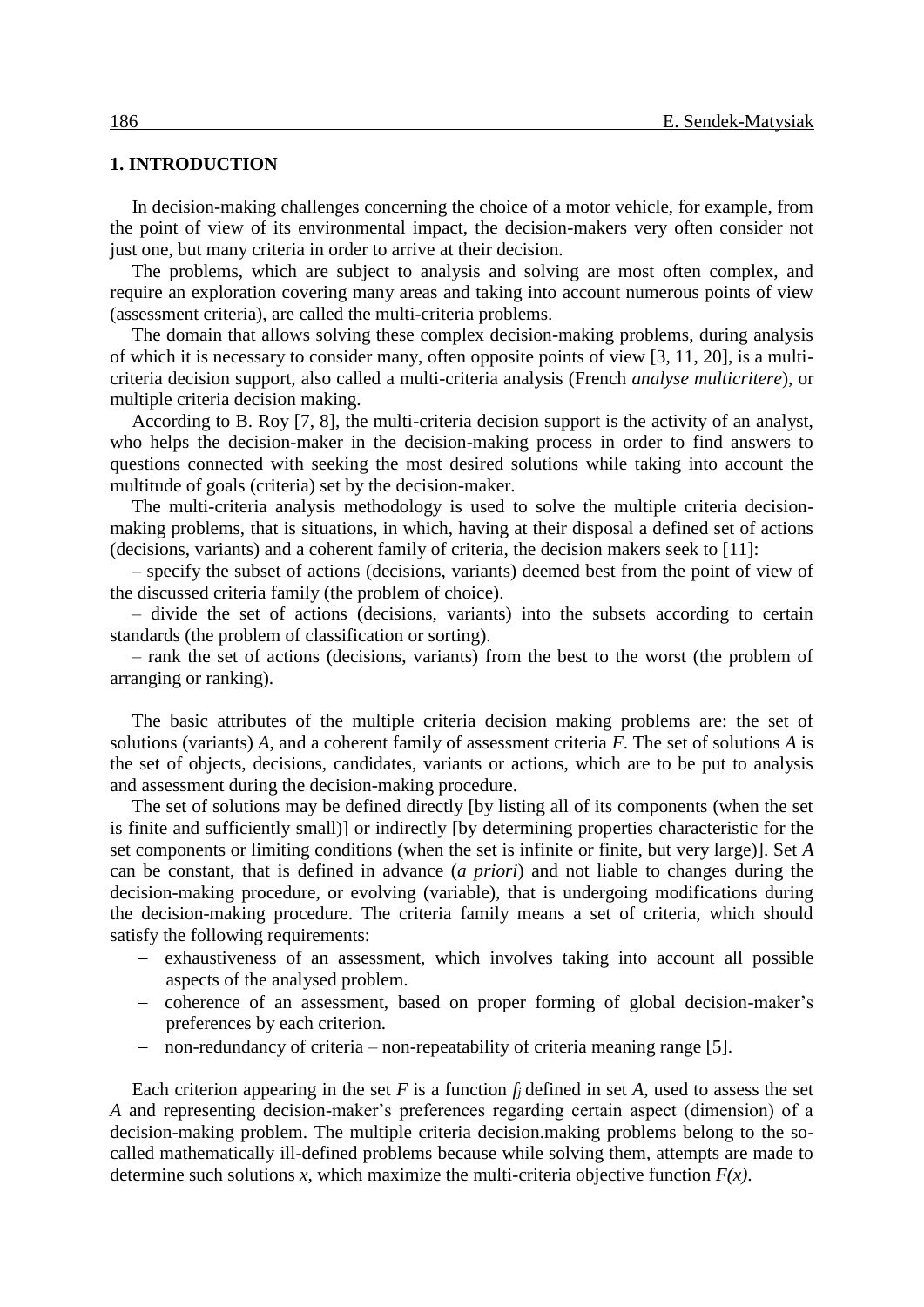## 1. INTRODUCTION

In decision-making challenges concerning the choice of a motor vehicle, for example, from the point of view of its environmental impact, the decision-makers very often consider not just one, but many criteria in order to arrive at their decision.

The problems, which are subject to analysis and solving are most often complex, and require an exploration covering many areas and taking into account numerous points of view (assessment criteria), are called the multi-criteria problems.

The domain that allows solving these complex decision-making problems, during analysis of which it is necessary to consider many, often opposite points of view [3, 11, 20], is a multi-criteria decision support, also called a multi-criteria analysis (French *analyse multicritere*), or multiple criteria decision making.

According to B. Roy [7, 8], the multi-criteria decision support is the activity of an analyst, who helps the decision-maker in the decision-making process in order to find answers to questions connected with seeking the most desired solutions while taking into account the multitude of goals (criteria) set by the decision-maker.

The multi-criteria analysis methodology is used to solve the multiple criteria decision-making problems, that is situations, in which, having at their disposal a defined set of actions (decisions, variants) and a coherent family of criteria, the decision makers seek to [11]:

– specify the subset of actions (decisions, variants) deemed best from the point of view of the discussed criteria family (the problem of choice).

– divide the set of actions (decisions, variants) into the subsets according to certain standards (the problem of classification or sorting).

– rank the set of actions (decisions, variants) from the best to the worst (the problem of arranging or ranking).

The basic attributes of the multiple criteria decision making problems are: the set of solutions (variants) *A*, and a coherent family of assessment criteria *F*. The set of solutions *A* is the set of objects, decisions, candidates, variants or actions, which are to be put to analysis and assessment during the decision-making procedure.

The set of solutions may be defined directly [by listing all of its components (when the set is finite and sufficiently small)] or indirectly [by determining properties characteristic for the set components or limiting conditions (when the set is infinite or finite, but very large)]. Set *A* can be constant, that is defined in advance (*a priori*) and not liable to changes during the decision-making procedure, or evolving (variable), that is undergoing modifications during the decision-making procedure. The criteria family means a set of criteria, which should satisfy the following requirements:

- exhaustiveness of an assessment, which involves taking into account all possible aspects of the analysed problem.
- coherence of an assessment, based on proper forming of global decision-maker's preferences by each criterion.
- non-redundancy of criteria – non-repeatability of criteria meaning range [5].

Each criterion appearing in the set *F* is a function $f_j$ defined in set *A*, used to assess the set *A* and representing decision-maker's preferences regarding certain aspect (dimension) of a decision-making problem. The multiple criteria decision.making problems belong to the so-called mathematically ill-defined problems because while solving them, attempts are made to determine such solutions $x$, which maximize the multi-criteria objective function $F(x)$.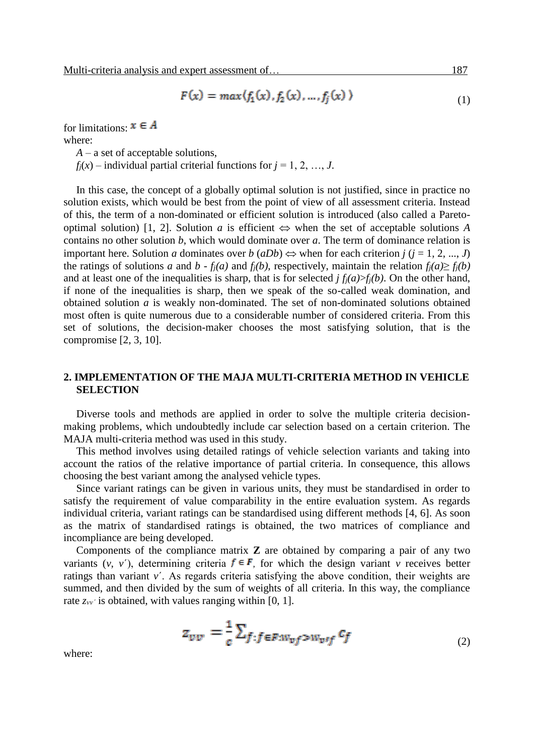$$F(x) = max\langle f_1(x), f_2(x), \ldots, f_j(x) \rangle \tag{1}$$

for limitations: $x \in A$

where:

$A$ – a set of acceptable solutions,

$f_j(x)$ – individual partial criterial functions for $j = 1, 2, \ldots, J$.

In this case, the concept of a globally optimal solution is not justified, since in practice no solution exists, which would be best from the point of view of all assessment criteria. Instead of this, the term of a non-dominated or efficient solution is introduced (also called a Pareto-optimal solution) [1, 2]. Solution *a* is efficient $\Leftrightarrow$ when the set of acceptable solutions *A* contains no other solution *b*, which would dominate over *a*. The term of dominance relation is important here. Solution *a* dominates over *b* (*aDb*) $\Leftrightarrow$ when for each criterion $j$ ($j = 1, 2, \ldots, J$) the ratings of solutions *a* and *b* - $f_j(a)$ and $f_j(b)$, respectively, maintain the relation $f_j(a) \geq f_j(b)$ and at least one of the inequalities is sharp, that is for selected $j$ $f_j(a) > f_j(b)$. On the other hand, if none of the inequalities is sharp, then we speak of the so-called weak domination, and obtained solution *a* is weakly non-dominated. The set of non-dominated solutions obtained most often is quite numerous due to a considerable number of considered criteria. From this set of solutions, the decision-maker chooses the most satisfying solution, that is the compromise [2, 3, 10].

## 2. IMPLEMENTATION OF THE MAJA MULTI-CRITERIA METHOD IN VEHICLE SELECTION

Diverse tools and methods are applied in order to solve the multiple criteria decision-making problems, which undoubtedly include car selection based on a certain criterion. The MAJA multi-criteria method was used in this study.

This method involves using detailed ratings of vehicle selection variants and taking into account the ratios of the relative importance of partial criteria. In consequence, this allows choosing the best variant among the analysed vehicle types.

Since variant ratings can be given in various units, they must be standardised in order to satisfy the requirement of value comparability in the entire evaluation system. As regards individual criteria, variant ratings can be standardised using different methods [4, 6]. As soon as the matrix of standardised ratings is obtained, the two matrices of compliance and incompliance are being developed.

Components of the compliance matrix **Z** are obtained by comparing a pair of any two variants ($v$, $v'$), determining criteria $f \in F$, for which the design variant $v$ receives better ratings than variant $v'$. As regards criteria satisfying the above condition, their weights are summed, and then divided by the sum of weights of all criteria. In this way, the compliance rate $z_{vv'}$ is obtained, with values ranging within [0, 1].

$$z_{vv'} = \frac{1}{c} \sum_{f: f \in F: w_{vf} > w_{v'f}} c_f \tag{2}$$

where: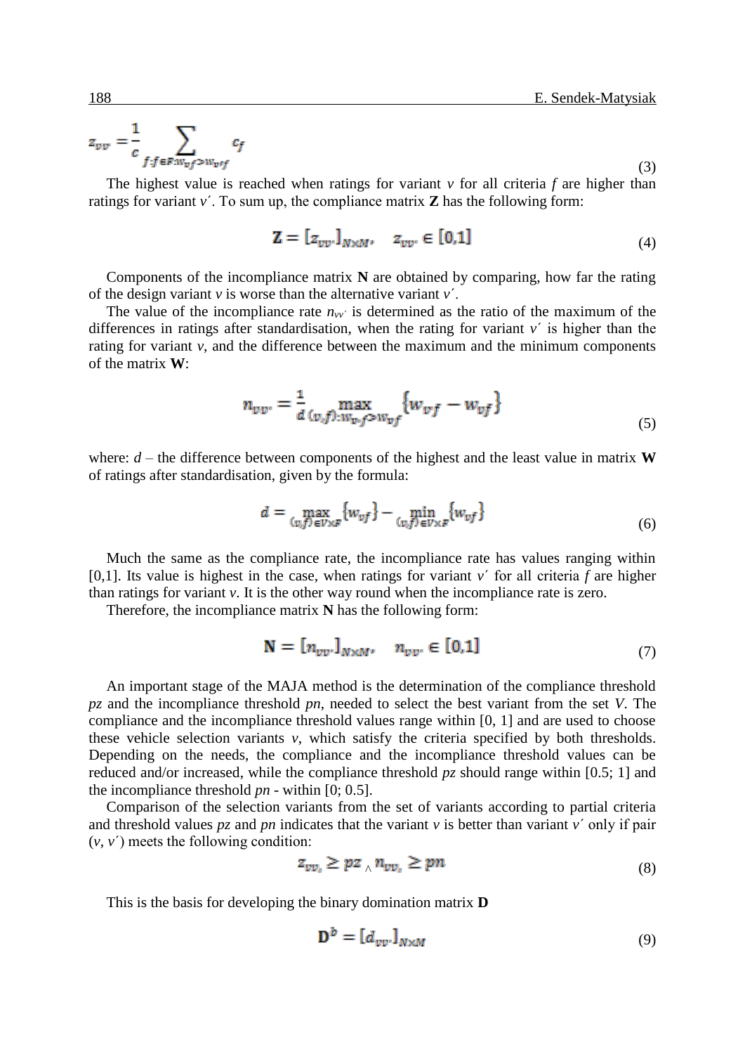$$z_{vv'} = \frac{1}{c} \sum_{f:f \in F: w_{vf} > w_{v'f}} c_f \tag{3}$$

The highest value is reached when ratings for variant *v* for all criteria *f* are higher than ratings for variant *v´*. To sum up, the compliance matrix **Z** has the following form:

$$\mathbf{Z} = [z_{vv'}]_{N \times M}, \quad z_{vv'} \in [0,1] \tag{4}$$

Components of the incompliance matrix **N** are obtained by comparing, how far the rating of the design variant *v* is worse than the alternative variant *v´*.

The value of the incompliance rate $n_{vv'}$ is determined as the ratio of the maximum of the differences in ratings after standardisation, when the rating for variant *v´* is higher than the rating for variant *v*, and the difference between the maximum and the minimum components of the matrix **W**:

$$n_{vv'} = \frac{1}{d} \max_{(v,f): w_{v'f} > w_{vf}} \{w_{v'f} - w_{vf}\} \tag{5}$$

where: *d* – the difference between components of the highest and the least value in matrix **W** of ratings after standardisation, given by the formula:

$$d = \max_{(v,f) \in V \times F} \{w_{vf}\} - \min_{(v,f) \in V \times F} \{w_{vf}\} \tag{6}$$

Much the same as the compliance rate, the incompliance rate has values ranging within [0,1]. Its value is highest in the case, when ratings for variant *v´* for all criteria *f* are higher than ratings for variant *v*. It is the other way round when the incompliance rate is zero.

Therefore, the incompliance matrix **N** has the following form:

$$\mathbf{N} = [n_{vv'}]_{N \times M}, \quad n_{vv'} \in [0,1] \tag{7}$$

An important stage of the MAJA method is the determination of the compliance threshold *pz* and the incompliance threshold *pn*, needed to select the best variant from the set *V*. The compliance and the incompliance threshold values range within [0, 1] and are used to choose these vehicle selection variants *v*, which satisfy the criteria specified by both thresholds. Depending on the needs, the compliance and the incompliance threshold values can be reduced and/or increased, while the compliance threshold *pz* should range within [0.5; 1] and the incompliance threshold *pn* - within [0; 0.5].

Comparison of the selection variants from the set of variants according to partial criteria and threshold values *pz* and *pn* indicates that the variant *v* is better than variant *v´* only if pair (*v*, *v´*) meets the following condition:

$$z_{vv_s} \geq pz \wedge n_{vv_s} \geq pn \tag{8}$$

This is the basis for developing the binary domination matrix **D**

$$\mathbf{D}^b = [d_{vv'}]_{N \times M} \tag{9}$$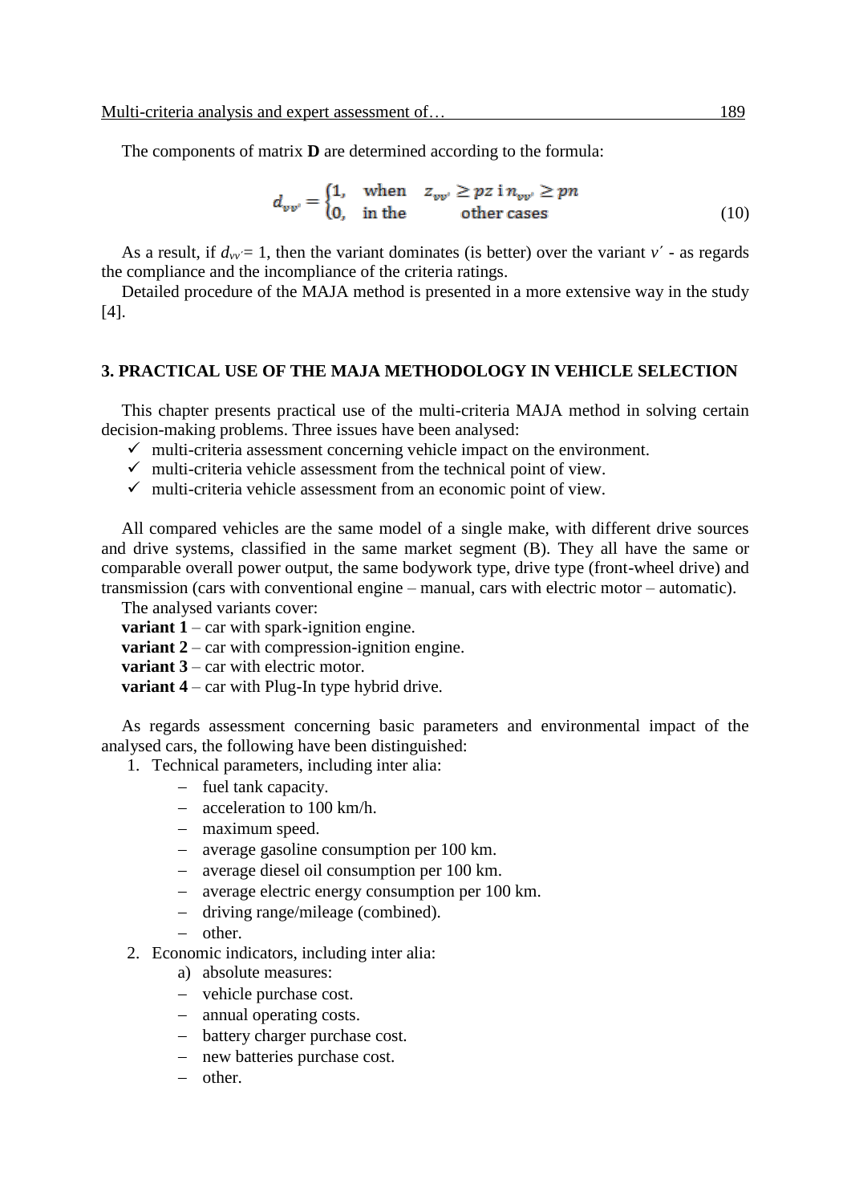The components of matrix **D** are determined according to the formula:

$$d_{vv'} = \begin{cases} 1, & \text{when} \quad z_{vv'} \geq pz \text{ i } n_{vv'} \geq pn \\ 0, & \text{in the} \quad \text{other cases} \end{cases} \tag{10}$$

As a result, if $d_{vv'} = 1$, then the variant dominates (is better) over the variant $v'$ - as regards the compliance and the incompliance of the criteria ratings.

Detailed procedure of the MAJA method is presented in a more extensive way in the study [4].

## 3. PRACTICAL USE OF THE MAJA METHODOLOGY IN VEHICLE SELECTION

This chapter presents practical use of the multi-criteria MAJA method in solving certain decision-making problems. Three issues have been analysed:

- ✓ multi-criteria assessment concerning vehicle impact on the environment.
- ✓ multi-criteria vehicle assessment from the technical point of view.
- ✓ multi-criteria vehicle assessment from an economic point of view.

All compared vehicles are the same model of a single make, with different drive sources and drive systems, classified in the same market segment (B). They all have the same or comparable overall power output, the same bodywork type, drive type (front-wheel drive) and transmission (cars with conventional engine – manual, cars with electric motor – automatic).

The analysed variants cover:

**variant 1** – car with spark-ignition engine.
**variant 2** – car with compression-ignition engine.
**variant 3** – car with electric motor.
**variant 4** – car with Plug-In type hybrid drive.

As regards assessment concerning basic parameters and environmental impact of the analysed cars, the following have been distinguished:

1. Technical parameters, including inter alia:
   - fuel tank capacity.
   - acceleration to 100 km/h.
   - maximum speed.
   - average gasoline consumption per 100 km.
   - average diesel oil consumption per 100 km.
   - average electric energy consumption per 100 km.
   - driving range/mileage (combined).
   - other.
2. Economic indicators, including inter alia:
   a) absolute measures:
   - vehicle purchase cost.
   - annual operating costs.
   - battery charger purchase cost.
   - new batteries purchase cost.
   - other.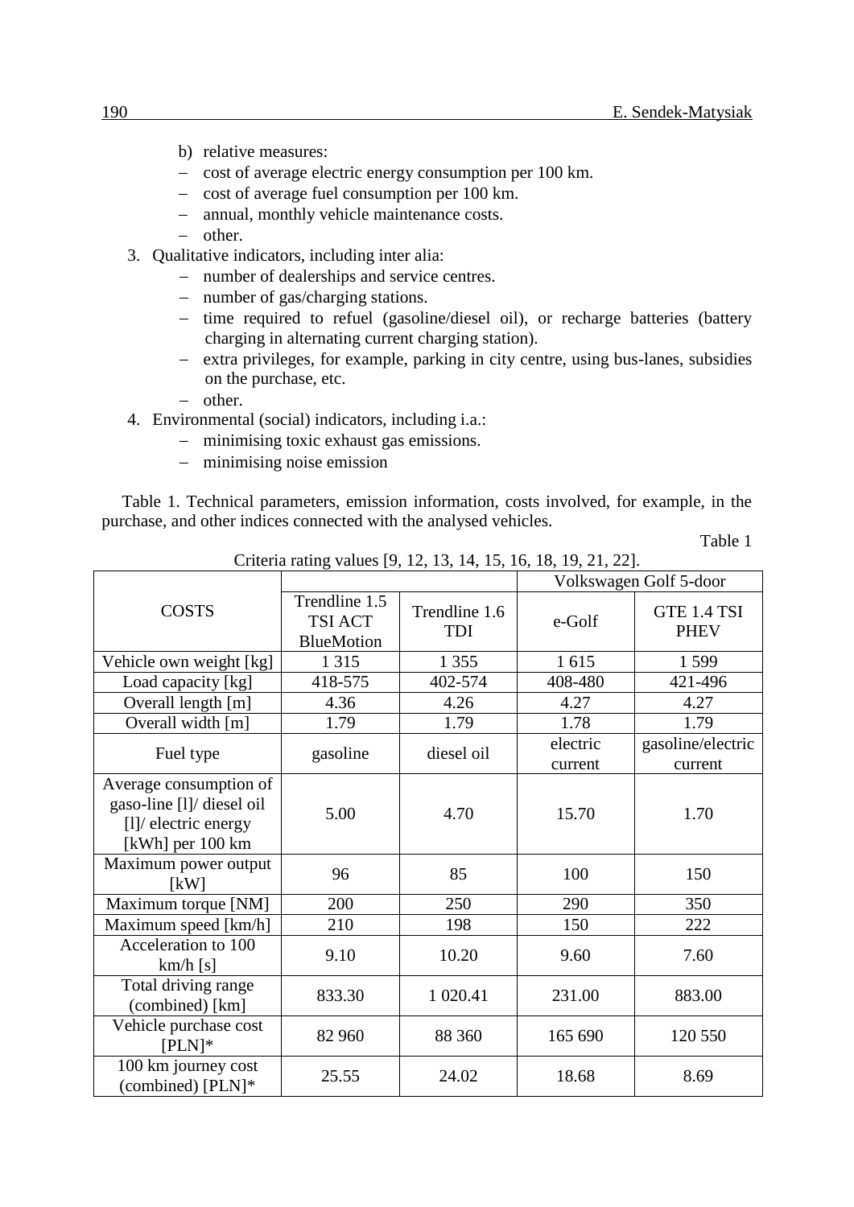b) relative measures:
   - cost of average electric energy consumption per 100 km.
   - cost of average fuel consumption per 100 km.
   - annual, monthly vehicle maintenance costs.
   - other.
3. Qualitative indicators, including inter alia:
   - number of dealerships and service centres.
   - number of gas/charging stations.
   - time required to refuel (gasoline/diesel oil), or recharge batteries (battery charging in alternating current charging station).
   - extra privileges, for example, parking in city centre, using bus-lanes, subsidies on the purchase, etc.
   - other.
4. Environmental (social) indicators, including i.a.:
   - minimising toxic exhaust gas emissions.
   - minimising noise emission

Table 1. Technical parameters, emission information, costs involved, for example, in the purchase, and other indices connected with the analysed vehicles.

Table 1

Criteria rating values [9, 12, 13, 14, 15, 16, 18, 19, 21, 22].

| COSTS | | | Volkswagen Golf 5-door | |
|---|---|---|---|---|
| | Trendline 1.5 TSI ACT BlueMotion | Trendline 1.6 TDI | e-Golf | GTE 1.4 TSI PHEV |
| Vehicle own weight [kg] | 1 315 | 1 355 | 1 615 | 1 599 |
| Load capacity [kg] | 418-575 | 402-574 | 408-480 | 421-496 |
| Overall length [m] | 4.36 | 4.26 | 4.27 | 4.27 |
| Overall width [m] | 1.79 | 1.79 | 1.78 | 1.79 |
| Fuel type | gasoline | diesel oil | electric current | gasoline/electric current |
| Average consumption of gaso-line [l]/ diesel oil [l]/ electric energy [kWh] per 100 km | 5.00 | 4.70 | 15.70 | 1.70 |
| Maximum power output [kW] | 96 | 85 | 100 | 150 |
| Maximum torque [NM] | 200 | 250 | 290 | 350 |
| Maximum speed [km/h] | 210 | 198 | 150 | 222 |
| Acceleration to 100 km/h [s] | 9.10 | 10.20 | 9.60 | 7.60 |
| Total driving range (combined) [km] | 833.30 | 1 020.41 | 231.00 | 883.00 |
| Vehicle purchase cost [PLN]* | 82 960 | 88 360 | 165 690 | 120 550 |
| 100 km journey cost (combined) [PLN]* | 25.55 | 24.02 | 18.68 | 8.69 |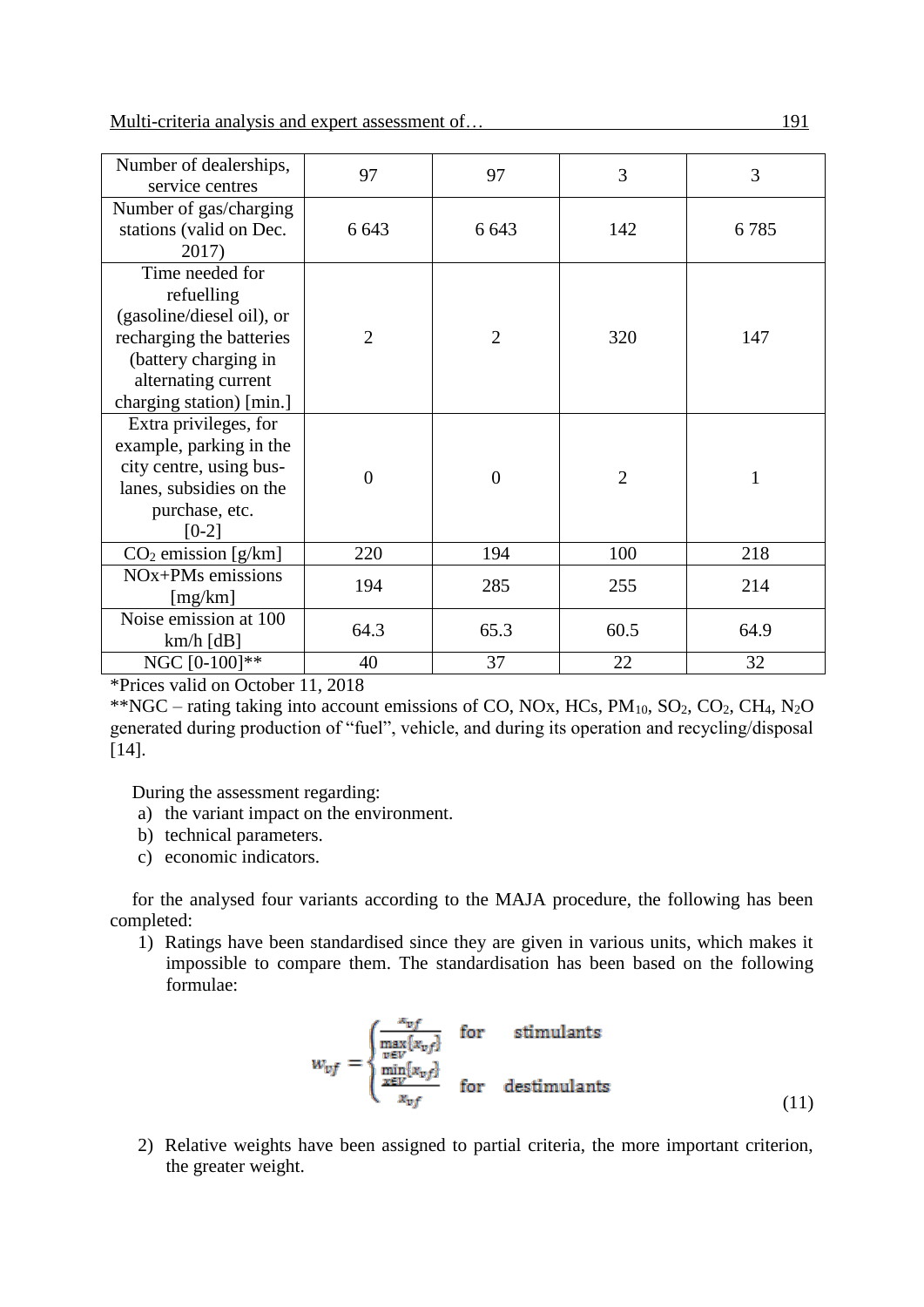| | | | | |
|---|---|---|---|---|
| Number of dealerships, service centres | 97 | 97 | 3 | 3 |
| Number of gas/charging stations (valid on Dec. 2017) | 6 643 | 6 643 | 142 | 6 785 |
| Time needed for refuelling (gasoline/diesel oil), or recharging the batteries (battery charging in alternating current charging station) [min.] | 2 | 2 | 320 | 147 |
| Extra privileges, for example, parking in the city centre, using bus-lanes, subsidies on the purchase, etc. [0-2] | 0 | 0 | 2 | 1 |
| $CO_2$ emission [g/km] | 220 | 194 | 100 | 218 |
| NOx+PMs emissions [mg/km] | 194 | 285 | 255 | 214 |
| Noise emission at 100 km/h [dB] | 64.3 | 65.3 | 60.5 | 64.9 |
| NGC [0-100]** | 40 | 37 | 22 | 32 |

*Prices valid on October 11, 2018

**NGC – rating taking into account emissions of CO, NOx, HCs, $PM_{10}$, $SO_2$, $CO_2$, $CH_4$, $N_2O$ generated during production of "fuel", vehicle, and during its operation and recycling/disposal [14].

During the assessment regarding:

a) the variant impact on the environment.
b) technical parameters.
c) economic indicators.

for the analysed four variants according to the MAJA procedure, the following has been completed:

1) Ratings have been standardised since they are given in various units, which makes it impossible to compare them. The standardisation has been based on the following formulae:

$$w_{vf} = \begin{cases} \dfrac{x_{vf}}{\max\limits_{v \in V}\{x_{vf}\}} & \text{for} \quad \text{stimulants} \\ \dfrac{\min\limits_{x \in V}\{x_{vf}\}}{x_{vf}} & \text{for} \quad \text{destimulants} \end{cases} \tag{11}$$

2) Relative weights have been assigned to partial criteria, the more important criterion, the greater weight.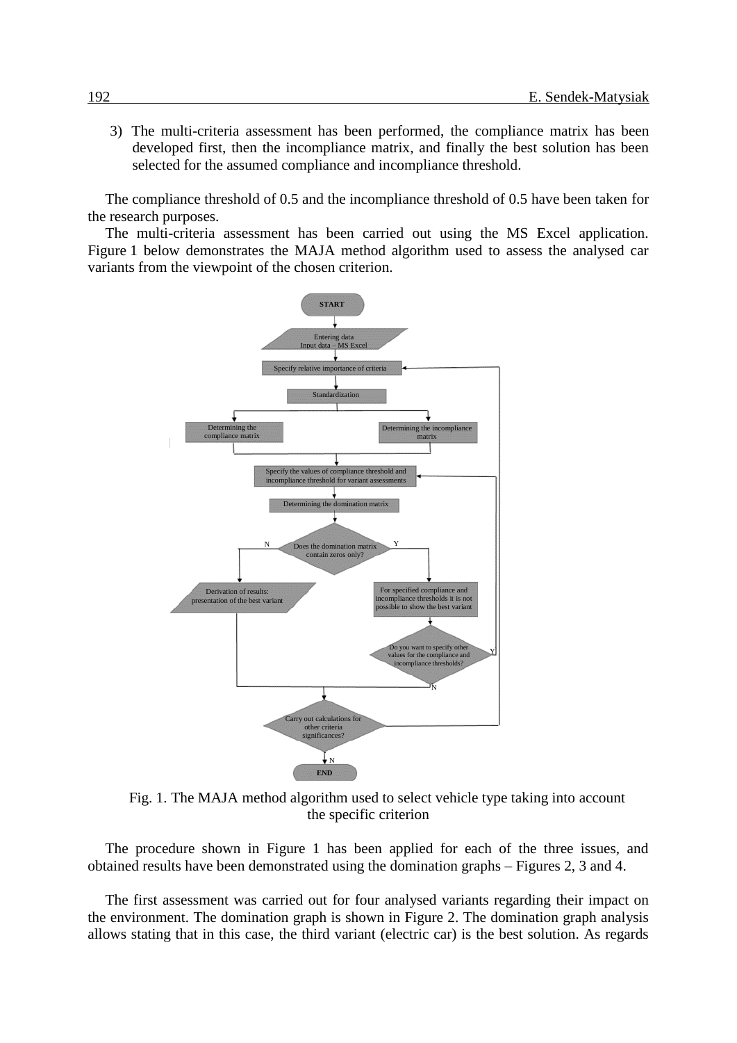3) The multi-criteria assessment has been performed, the compliance matrix has been developed first, then the incompliance matrix, and finally the best solution has been selected for the assumed compliance and incompliance threshold.

The compliance threshold of 0.5 and the incompliance threshold of 0.5 have been taken for the research purposes.

The multi-criteria assessment has been carried out using the MS Excel application. Figure 1 below demonstrates the MAJA method algorithm used to assess the analysed car variants from the viewpoint of the chosen criterion.

START

Entering data
Input data – MS Excel

Specify relative importance of criteria

Standardization

Determining the compliance matrix

Determining the incompliance matrix

Specify the values of compliance threshold and incompliance threshold for variant assessments

Determining the domination matrix

Does the domination matrix contain zeros only?

N

Y

Derivation of results: presentation of the best variant

For specified compliance and incompliance thresholds it is not possible to show the best variant

Do you want to specify other values for the compliance and incompliance thresholds?

Y

N

Carry out calculations for other criteria significances?

N

END

Fig. 1. The MAJA method algorithm used to select vehicle type taking into account the specific criterion

The procedure shown in Figure 1 has been applied for each of the three issues, and obtained results have been demonstrated using the domination graphs – Figures 2, 3 and 4.

The first assessment was carried out for four analysed variants regarding their impact on the environment. The domination graph is shown in Figure 2. The domination graph analysis allows stating that in this case, the third variant (electric car) is the best solution. As regards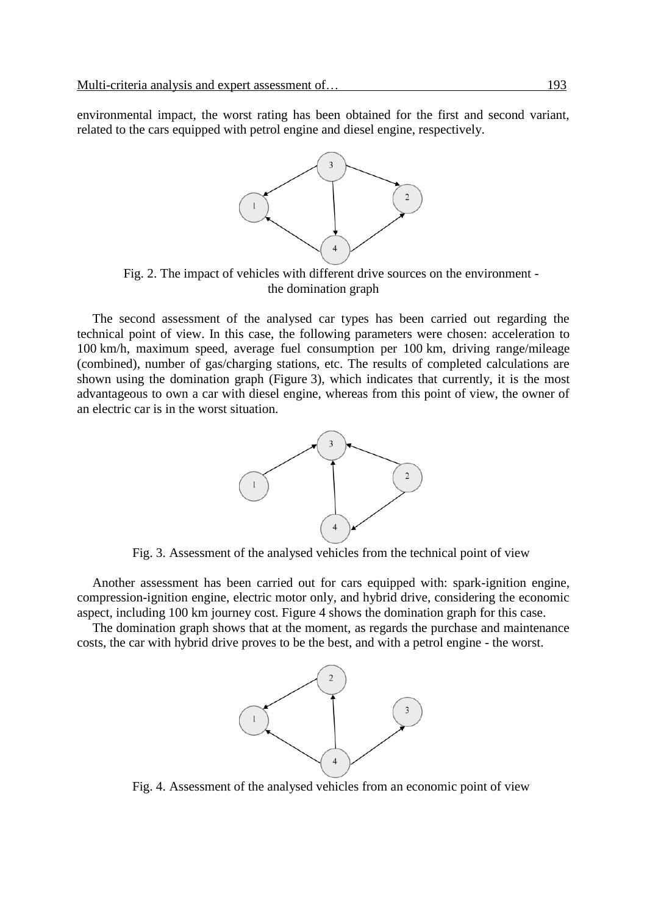environmental impact, the worst rating has been obtained for the first and second variant, related to the cars equipped with petrol engine and diesel engine, respectively.

Fig. 2. The impact of vehicles with different drive sources on the environment - the domination graph

The second assessment of the analysed car types has been carried out regarding the technical point of view. In this case, the following parameters were chosen: acceleration to 100 km/h, maximum speed, average fuel consumption per 100 km, driving range/mileage (combined), number of gas/charging stations, etc. The results of completed calculations are shown using the domination graph (Figure 3), which indicates that currently, it is the most advantageous to own a car with diesel engine, whereas from this point of view, the owner of an electric car is in the worst situation.

Fig. 3. Assessment of the analysed vehicles from the technical point of view

Another assessment has been carried out for cars equipped with: spark-ignition engine, compression-ignition engine, electric motor only, and hybrid drive, considering the economic aspect, including 100 km journey cost. Figure 4 shows the domination graph for this case.

The domination graph shows that at the moment, as regards the purchase and maintenance costs, the car with hybrid drive proves to be the best, and with a petrol engine - the worst.

Fig. 4. Assessment of the analysed vehicles from an economic point of view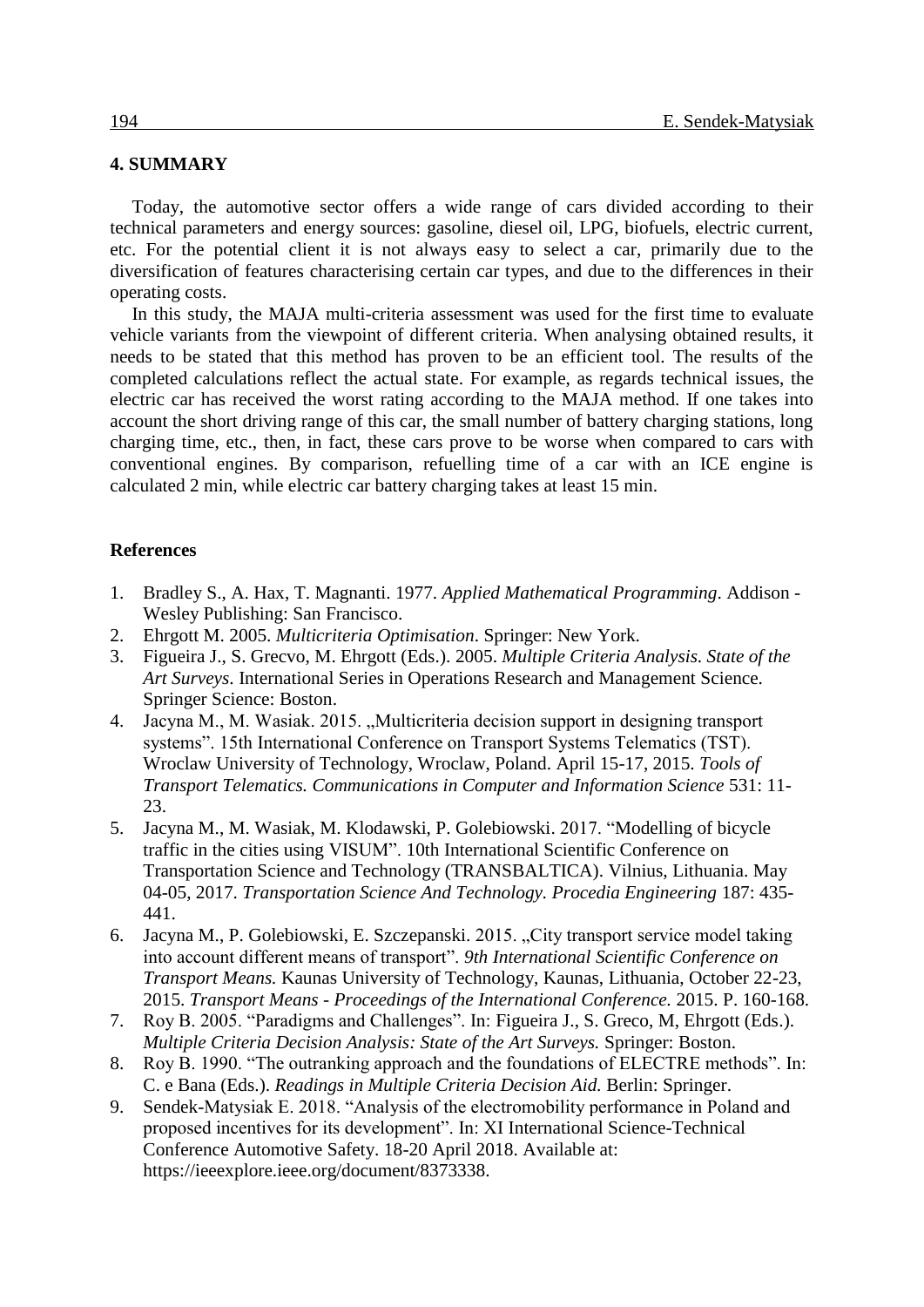## 4. SUMMARY

Today, the automotive sector offers a wide range of cars divided according to their technical parameters and energy sources: gasoline, diesel oil, LPG, biofuels, electric current, etc. For the potential client it is not always easy to select a car, primarily due to the diversification of features characterising certain car types, and due to the differences in their operating costs.

In this study, the MAJA multi-criteria assessment was used for the first time to evaluate vehicle variants from the viewpoint of different criteria. When analysing obtained results, it needs to be stated that this method has proven to be an efficient tool. The results of the completed calculations reflect the actual state. For example, as regards technical issues, the electric car has received the worst rating according to the MAJA method. If one takes into account the short driving range of this car, the small number of battery charging stations, long charging time, etc., then, in fact, these cars prove to be worse when compared to cars with conventional engines. By comparison, refuelling time of a car with an ICE engine is calculated 2 min, while electric car battery charging takes at least 15 min.

## References

1. Bradley S., A. Hax, T. Magnanti. 1977. *Applied Mathematical Programming*. Addison - Wesley Publishing: San Francisco.
2. Ehrgott M. 2005. *Multicriteria Optimisation*. Springer: New York.
3. Figueira J., S. Grecvo, M. Ehrgott (Eds.). 2005. *Multiple Criteria Analysis. State of the Art Surveys*. International Series in Operations Research and Management Science. Springer Science: Boston.
4. Jacyna M., M. Wasiak. 2015. „Multicriteria decision support in designing transport systems". 15th International Conference on Transport Systems Telematics (TST). Wroclaw University of Technology, Wroclaw, Poland. April 15-17, 2015. *Tools of Transport Telematics. Communications in Computer and Information Science* 531: 11-23.
5. Jacyna M., M. Wasiak, M. Klodawski, P. Golebiowski. 2017. "Modelling of bicycle traffic in the cities using VISUM". 10th International Scientific Conference on Transportation Science and Technology (TRANSBALTICA). Vilnius, Lithuania. May 04-05, 2017. *Transportation Science And Technology. Procedia Engineering* 187: 435-441.
6. Jacyna M., P. Golebiowski, E. Szczepanski. 2015. „City transport service model taking into account different means of transport". *9th International Scientific Conference on Transport Means.* Kaunas University of Technology, Kaunas, Lithuania, October 22-23, 2015. *Transport Means - Proceedings of the International Conference.* 2015. P. 160-168.
7. Roy B. 2005. "Paradigms and Challenges". In: Figueira J., S. Greco, M, Ehrgott (Eds.). *Multiple Criteria Decision Analysis: State of the Art Surveys.* Springer: Boston.
8. Roy B. 1990. "The outranking approach and the foundations of ELECTRE methods". In: C. e Bana (Eds.). *Readings in Multiple Criteria Decision Aid.* Berlin: Springer.
9. Sendek-Matysiak E. 2018. "Analysis of the electromobility performance in Poland and proposed incentives for its development". In: XI International Science-Technical Conference Automotive Safety. 18-20 April 2018. Available at: https://ieeexplore.ieee.org/document/8373338.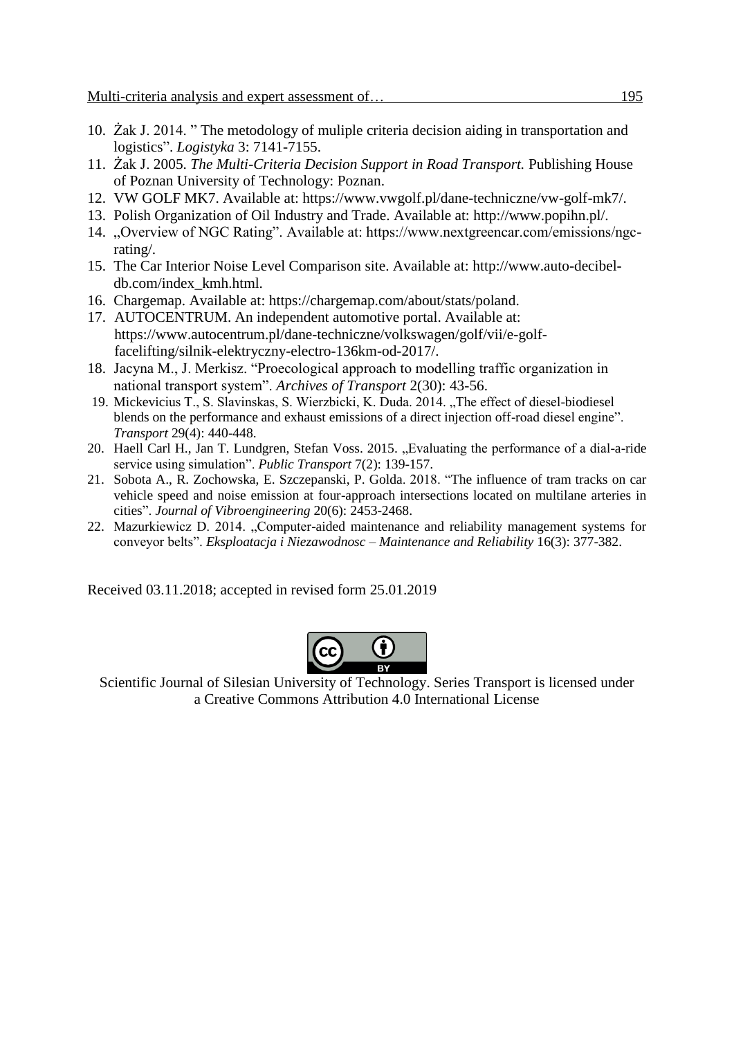10. Żak J. 2014. " The metodology of muliple criteria decision aiding in transportation and logistics". *Logistyka* 3: 7141-7155.
11. Żak J. 2005. *The Multi-Criteria Decision Support in Road Transport.* Publishing House of Poznan University of Technology: Poznan.
12. VW GOLF MK7. Available at: https://www.vwgolf.pl/dane-techniczne/vw-golf-mk7/.
13. Polish Organization of Oil Industry and Trade. Available at: http://www.popihn.pl/.
14. „Overview of NGC Rating". Available at: https://www.nextgreencar.com/emissions/ngc-rating/.
15. The Car Interior Noise Level Comparison site. Available at: http://www.auto-decibel-db.com/index_kmh.html.
16. Chargemap. Available at: https://chargemap.com/about/stats/poland.
17. AUTOCENTRUM. An independent automotive portal. Available at: https://www.autocentrum.pl/dane-techniczne/volkswagen/golf/vii/e-golf-facelifting/silnik-elektryczny-electro-136km-od-2017/.
18. Jacyna M., J. Merkisz. "Proecological approach to modelling traffic organization in national transport system". *Archives of Transport* 2(30): 43-56.
19. Mickevicius T., S. Slavinskas, S. Wierzbicki, K. Duda. 2014. „The effect of diesel-biodiesel blends on the performance and exhaust emissions of a direct injection off-road diesel engine". *Transport* 29(4): 440-448.
20. Haell Carl H., Jan T. Lundgren, Stefan Voss. 2015. „Evaluating the performance of a dial-a-ride service using simulation". *Public Transport* 7(2): 139-157.
21. Sobota A., R. Zochowska, E. Szczepanski, P. Golda. 2018. "The influence of tram tracks on car vehicle speed and noise emission at four-approach intersections located on multilane arteries in cities". *Journal of Vibroengineering* 20(6): 2453-2468.
22. Mazurkiewicz D. 2014. „Computer-aided maintenance and reliability management systems for conveyor belts". *Eksploatacja i Niezawodnosc – Maintenance and Reliability* 16(3): 377-382.

Received 03.11.2018; accepted in revised form 25.01.2019

Scientific Journal of Silesian University of Technology. Series Transport is licensed under a Creative Commons Attribution 4.0 International License